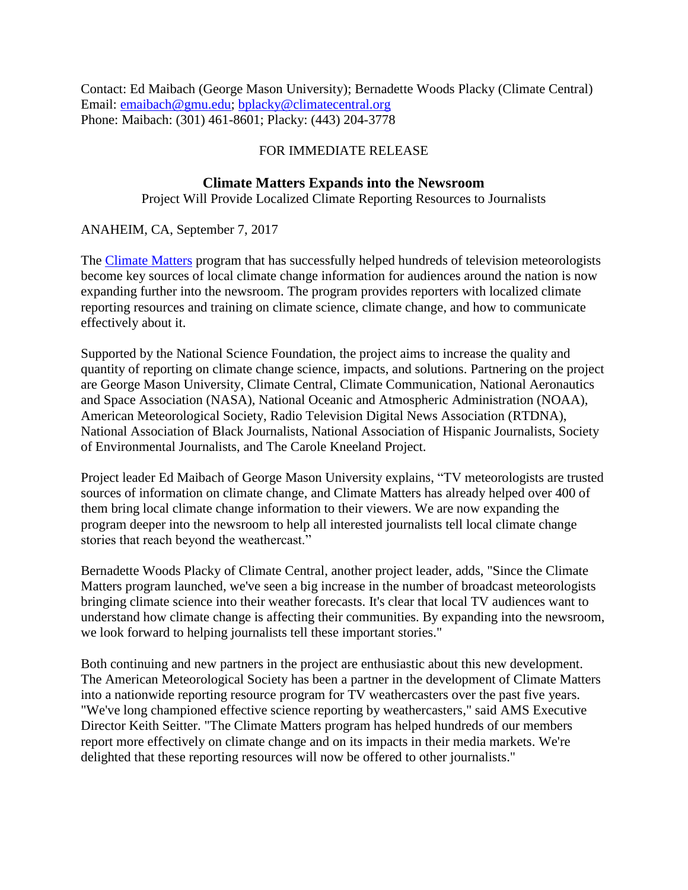Contact: Ed Maibach (George Mason University); Bernadette Woods Placky (Climate Central)
Email: emaibach@gmu.edu; bplacky@climatecentral.org
Phone: Maibach: (301) 461-8601; Placky: (443) 204-3778

FOR IMMEDIATE RELEASE

# Climate Matters Expands into the Newsroom

Project Will Provide Localized Climate Reporting Resources to Journalists

ANAHEIM, CA, September 7, 2017

The Climate Matters program that has successfully helped hundreds of television meteorologists become key sources of local climate change information for audiences around the nation is now expanding further into the newsroom. The program provides reporters with localized climate reporting resources and training on climate science, climate change, and how to communicate effectively about it.

Supported by the National Science Foundation, the project aims to increase the quality and quantity of reporting on climate change science, impacts, and solutions. Partnering on the project are George Mason University, Climate Central, Climate Communication, National Aeronautics and Space Association (NASA), National Oceanic and Atmospheric Administration (NOAA), American Meteorological Society, Radio Television Digital News Association (RTDNA), National Association of Black Journalists, National Association of Hispanic Journalists, Society of Environmental Journalists, and The Carole Kneeland Project.

Project leader Ed Maibach of George Mason University explains, "TV meteorologists are trusted sources of information on climate change, and Climate Matters has already helped over 400 of them bring local climate change information to their viewers. We are now expanding the program deeper into the newsroom to help all interested journalists tell local climate change stories that reach beyond the weathercast."

Bernadette Woods Placky of Climate Central, another project leader, adds, "Since the Climate Matters program launched, we've seen a big increase in the number of broadcast meteorologists bringing climate science into their weather forecasts. It's clear that local TV audiences want to understand how climate change is affecting their communities. By expanding into the newsroom, we look forward to helping journalists tell these important stories."

Both continuing and new partners in the project are enthusiastic about this new development. The American Meteorological Society has been a partner in the development of Climate Matters into a nationwide reporting resource program for TV weathercasters over the past five years. "We've long championed effective science reporting by weathercasters," said AMS Executive Director Keith Seitter. "The Climate Matters program has helped hundreds of our members report more effectively on climate change and on its impacts in their media markets. We're delighted that these reporting resources will now be offered to other journalists."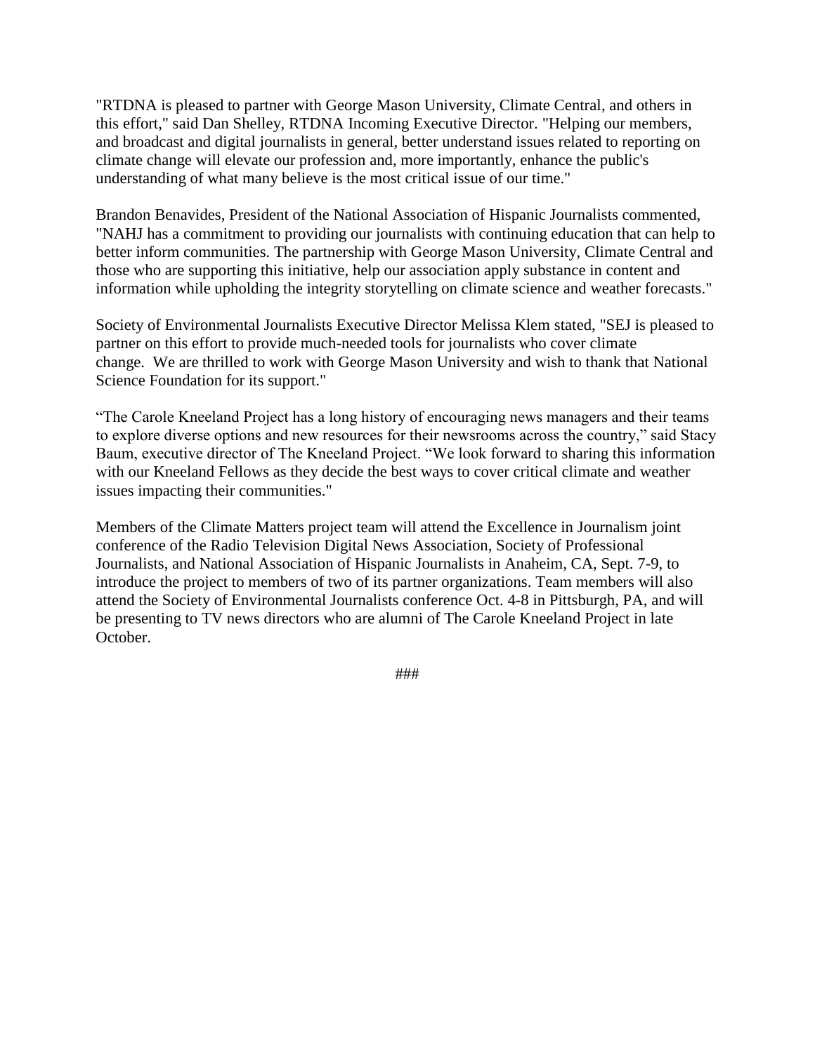"RTDNA is pleased to partner with George Mason University, Climate Central, and others in this effort," said Dan Shelley, RTDNA Incoming Executive Director. "Helping our members, and broadcast and digital journalists in general, better understand issues related to reporting on climate change will elevate our profession and, more importantly, enhance the public's understanding of what many believe is the most critical issue of our time."

Brandon Benavides, President of the National Association of Hispanic Journalists commented, "NAHJ has a commitment to providing our journalists with continuing education that can help to better inform communities. The partnership with George Mason University, Climate Central and those who are supporting this initiative, help our association apply substance in content and information while upholding the integrity storytelling on climate science and weather forecasts."

Society of Environmental Journalists Executive Director Melissa Klem stated, "SEJ is pleased to partner on this effort to provide much-needed tools for journalists who cover climate change. We are thrilled to work with George Mason University and wish to thank that National Science Foundation for its support."

“The Carole Kneeland Project has a long history of encouraging news managers and their teams to explore diverse options and new resources for their newsrooms across the country,” said Stacy Baum, executive director of The Kneeland Project. “We look forward to sharing this information with our Kneeland Fellows as they decide the best ways to cover critical climate and weather issues impacting their communities."

Members of the Climate Matters project team will attend the Excellence in Journalism joint conference of the Radio Television Digital News Association, Society of Professional Journalists, and National Association of Hispanic Journalists in Anaheim, CA, Sept. 7-9, to introduce the project to members of two of its partner organizations. Team members will also attend the Society of Environmental Journalists conference Oct. 4-8 in Pittsburgh, PA, and will be presenting to TV news directors who are alumni of The Carole Kneeland Project in late October.

###